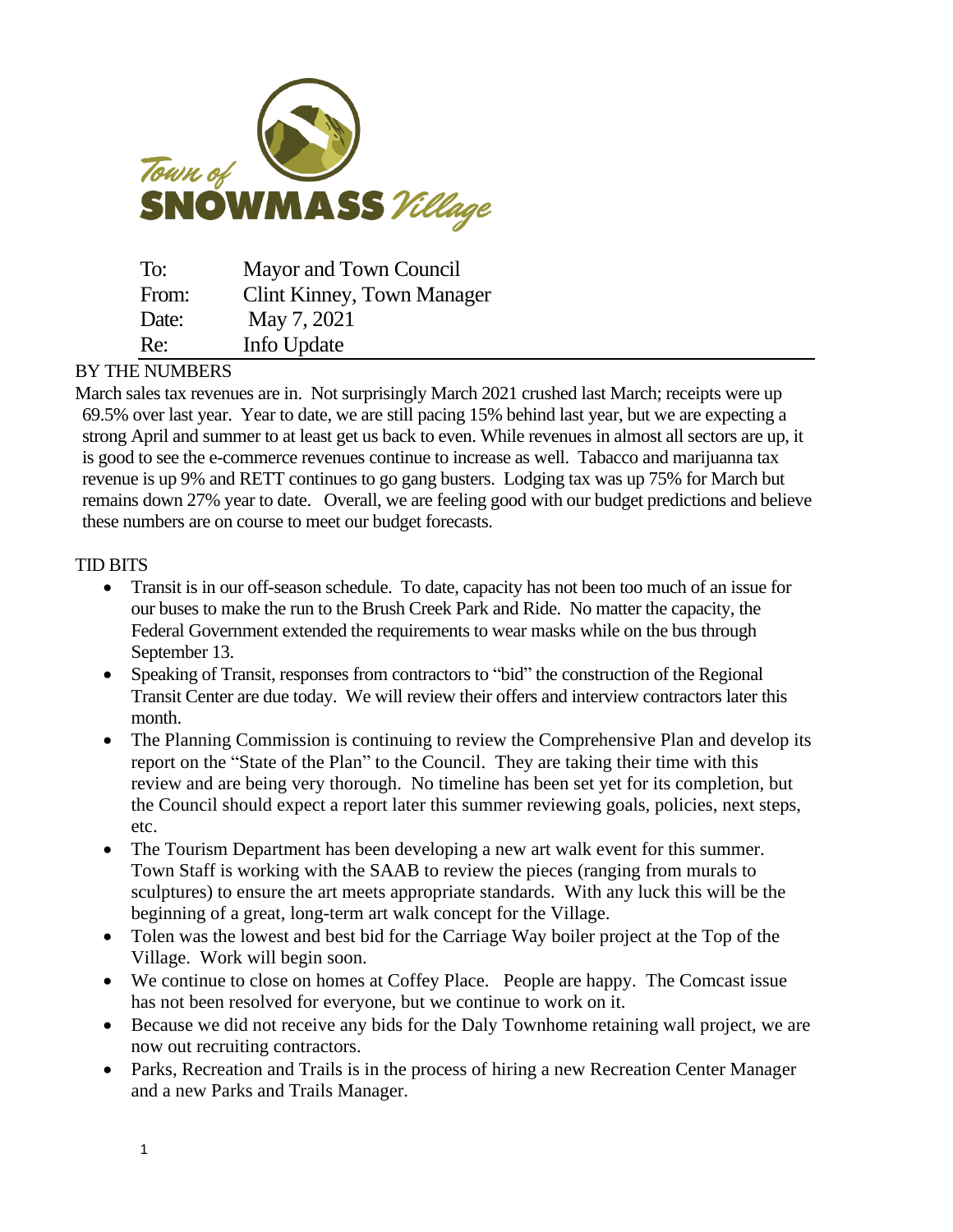Town of SNOWMASS Village

| | |
|---|---|
| To: | Mayor and Town Council |
| From: | Clint Kinney, Town Manager |
| Date: | May 7, 2021 |
| Re: | Info Update |

## BY THE NUMBERS

March sales tax revenues are in. Not surprisingly March 2021 crushed last March; receipts were up 69.5% over last year. Year to date, we are still pacing 15% behind last year, but we are expecting a strong April and summer to at least get us back to even. While revenues in almost all sectors are up, it is good to see the e-commerce revenues continue to increase as well. Tabacco and marijuanna tax revenue is up 9% and RETT continues to go gang busters. Lodging tax was up 75% for March but remains down 27% year to date. Overall, we are feeling good with our budget predictions and believe these numbers are on course to meet our budget forecasts.

## TID BITS

- Transit is in our off-season schedule. To date, capacity has not been too much of an issue for our buses to make the run to the Brush Creek Park and Ride. No matter the capacity, the Federal Government extended the requirements to wear masks while on the bus through September 13.
- Speaking of Transit, responses from contractors to "bid" the construction of the Regional Transit Center are due today. We will review their offers and interview contractors later this month.
- The Planning Commission is continuing to review the Comprehensive Plan and develop its report on the "State of the Plan" to the Council. They are taking their time with this review and are being very thorough. No timeline has been set yet for its completion, but the Council should expect a report later this summer reviewing goals, policies, next steps, etc.
- The Tourism Department has been developing a new art walk event for this summer. Town Staff is working with the SAAB to review the pieces (ranging from murals to sculptures) to ensure the art meets appropriate standards. With any luck this will be the beginning of a great, long-term art walk concept for the Village.
- Tolen was the lowest and best bid for the Carriage Way boiler project at the Top of the Village. Work will begin soon.
- We continue to close on homes at Coffey Place. People are happy. The Comcast issue has not been resolved for everyone, but we continue to work on it.
- Because we did not receive any bids for the Daly Townhome retaining wall project, we are now out recruiting contractors.
- Parks, Recreation and Trails is in the process of hiring a new Recreation Center Manager and a new Parks and Trails Manager.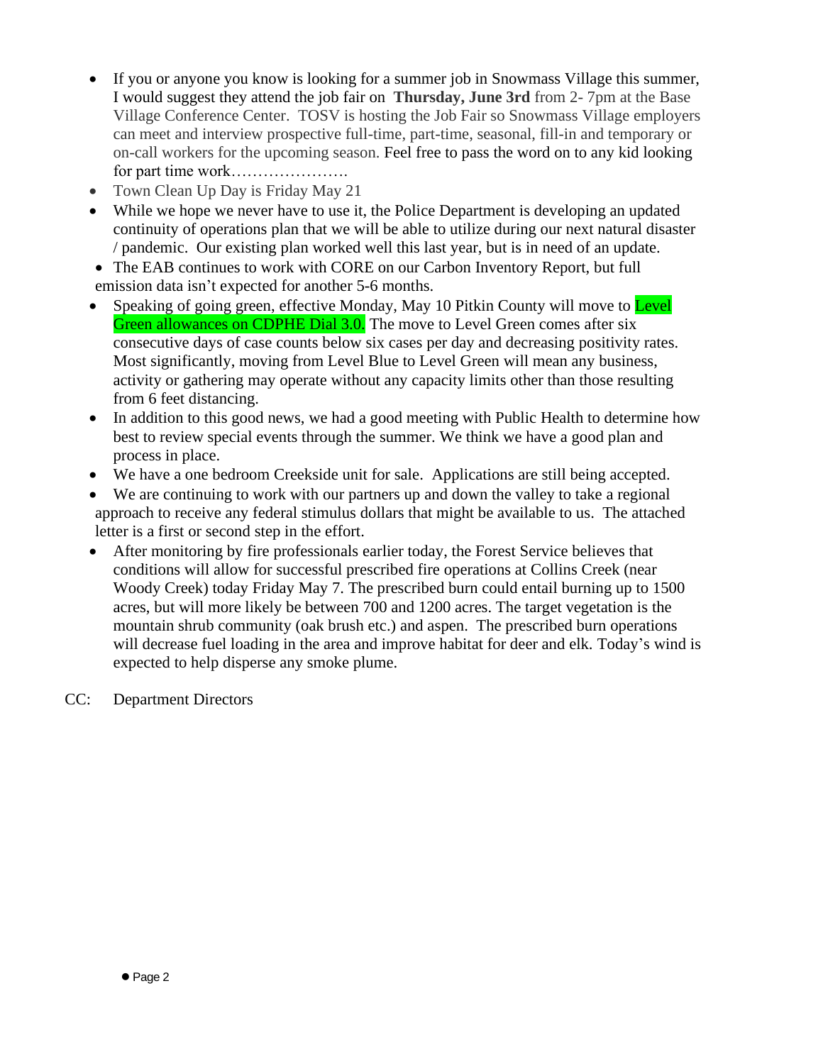- If you or anyone you know is looking for a summer job in Snowmass Village this summer, I would suggest they attend the job fair on **Thursday, June 3rd** from 2- 7pm at the Base Village Conference Center. TOSV is hosting the Job Fair so Snowmass Village employers can meet and interview prospective full-time, part-time, seasonal, fill-in and temporary or on-call workers for the upcoming season. Feel free to pass the word on to any kid looking for part time work………………….
- Town Clean Up Day is Friday May 21
- While we hope we never have to use it, the Police Department is developing an updated continuity of operations plan that we will be able to utilize during our next natural disaster / pandemic. Our existing plan worked well this last year, but is in need of an update.
- The EAB continues to work with CORE on our Carbon Inventory Report, but full emission data isn't expected for another 5-6 months.
- Speaking of going green, effective Monday, May 10 Pitkin County will move to Level Green allowances on CDPHE Dial 3.0. The move to Level Green comes after six consecutive days of case counts below six cases per day and decreasing positivity rates. Most significantly, moving from Level Blue to Level Green will mean any business, activity or gathering may operate without any capacity limits other than those resulting from 6 feet distancing.
- In addition to this good news, we had a good meeting with Public Health to determine how best to review special events through the summer. We think we have a good plan and process in place.
- We have a one bedroom Creekside unit for sale. Applications are still being accepted.
- We are continuing to work with our partners up and down the valley to take a regional approach to receive any federal stimulus dollars that might be available to us. The attached letter is a first or second step in the effort.
- After monitoring by fire professionals earlier today, the Forest Service believes that conditions will allow for successful prescribed fire operations at Collins Creek (near Woody Creek) today Friday May 7. The prescribed burn could entail burning up to 1500 acres, but will more likely be between 700 and 1200 acres. The target vegetation is the mountain shrub community (oak brush etc.) and aspen. The prescribed burn operations will decrease fuel loading in the area and improve habitat for deer and elk. Today's wind is expected to help disperse any smoke plume.

CC: Department Directors